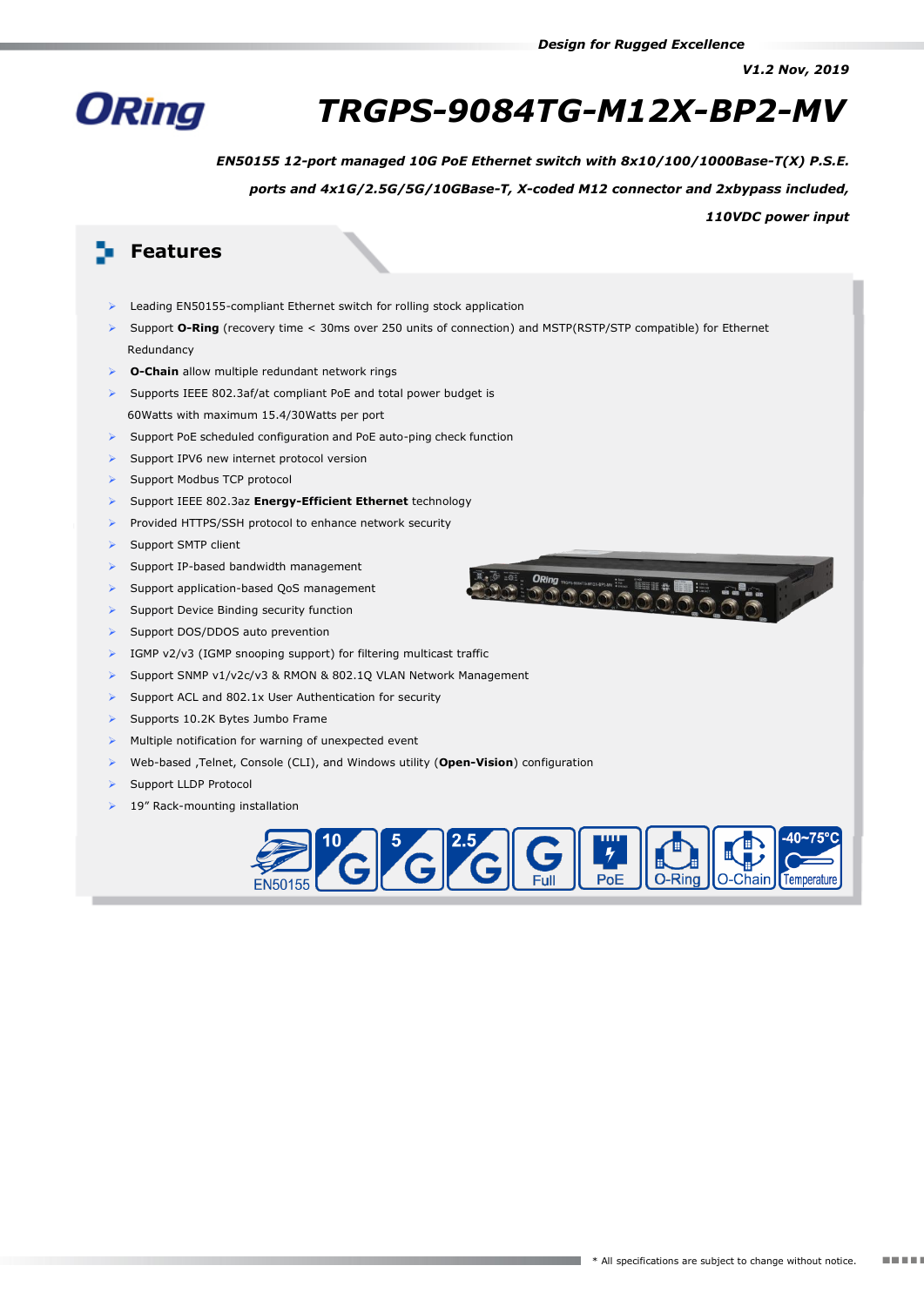*Design for Rugged Excellence*

*V1.2 Nov, 2019*

# TRGPS-9084TG-M12X-BP2-MV

***EN50155 12-port managed 10G PoE Ethernet switch with 8x10/100/1000Base-T(X) P.S.E. ports and 4x1G/2.5G/5G/10GBase-T, X-coded M12 connector and 2xbypass included, 110VDC power input***

## Features

- Leading EN50155-compliant Ethernet switch for rolling stock application
- Support **O-Ring** (recovery time < 30ms over 250 units of connection) and MSTP(RSTP/STP compatible) for Ethernet Redundancy
- **O-Chain** allow multiple redundant network rings
- Supports IEEE 802.3af/at compliant PoE and total power budget is 60Watts with maximum 15.4/30Watts per port
- Support PoE scheduled configuration and PoE auto-ping check function
- Support IPV6 new internet protocol version
- Support Modbus TCP protocol
- Support IEEE 802.3az **Energy-Efficient Ethernet** technology
- Provided HTTPS/SSH protocol to enhance network security
- Support SMTP client
- Support IP-based bandwidth management
- Support application-based QoS management
- Support Device Binding security function
- Support DOS/DDOS auto prevention
- IGMP v2/v3 (IGMP snooping support) for filtering multicast traffic
- Support SNMP v1/v2c/v3 & RMON & 802.1Q VLAN Network Management
- Support ACL and 802.1x User Authentication for security
- Supports 10.2K Bytes Jumbo Frame
- Multiple notification for warning of unexpected event
- Web-based ,Telnet, Console (CLI), and Windows utility (**Open-Vision**) configuration
- Support LLDP Protocol
- 19" Rack-mounting installation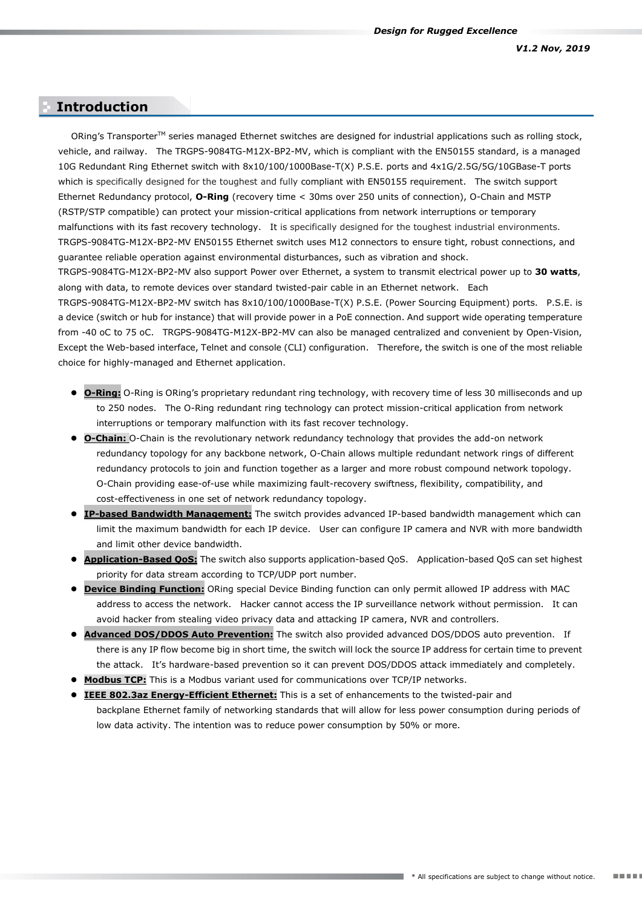## Introduction

ORing's Transporter™ series managed Ethernet switches are designed for industrial applications such as rolling stock, vehicle, and railway. The TRGPS-9084TG-M12X-BP2-MV, which is compliant with the EN50155 standard, is a managed 10G Redundant Ring Ethernet switch with 8x10/100/1000Base-T(X) P.S.E. ports and 4x1G/2.5G/5G/10GBase-T ports which is specifically designed for the toughest and fully compliant with EN50155 requirement. The switch support Ethernet Redundancy protocol, **O-Ring** (recovery time < 30ms over 250 units of connection), O-Chain and MSTP (RSTP/STP compatible) can protect your mission-critical applications from network interruptions or temporary malfunctions with its fast recovery technology. It is specifically designed for the toughest industrial environments. TRGPS-9084TG-M12X-BP2-MV EN50155 Ethernet switch uses M12 connectors to ensure tight, robust connections, and guarantee reliable operation against environmental disturbances, such as vibration and shock.
TRGPS-9084TG-M12X-BP2-MV also support Power over Ethernet, a system to transmit electrical power up to **30 watts**, along with data, to remote devices over standard twisted-pair cable in an Ethernet network. Each TRGPS-9084TG-M12X-BP2-MV switch has 8x10/100/1000Base-T(X) P.S.E. (Power Sourcing Equipment) ports. P.S.E. is a device (switch or hub for instance) that will provide power in a PoE connection. And support wide operating temperature from -40 oC to 75 oC. TRGPS-9084TG-M12X-BP2-MV can also be managed centralized and convenient by Open-Vision, Except the Web-based interface, Telnet and console (CLI) configuration. Therefore, the switch is one of the most reliable choice for highly-managed and Ethernet application.

- **O-Ring:** O-Ring is ORing's proprietary redundant ring technology, with recovery time of less 30 milliseconds and up to 250 nodes. The O-Ring redundant ring technology can protect mission-critical application from network interruptions or temporary malfunction with its fast recover technology.
- **O-Chain:** O-Chain is the revolutionary network redundancy technology that provides the add-on network redundancy topology for any backbone network, O-Chain allows multiple redundant network rings of different redundancy protocols to join and function together as a larger and more robust compound network topology. O-Chain providing ease-of-use while maximizing fault-recovery swiftness, flexibility, compatibility, and cost-effectiveness in one set of network redundancy topology.
- **IP-based Bandwidth Management:** The switch provides advanced IP-based bandwidth management which can limit the maximum bandwidth for each IP device. User can configure IP camera and NVR with more bandwidth and limit other device bandwidth.
- **Application-Based QoS:** The switch also supports application-based QoS. Application-based QoS can set highest priority for data stream according to TCP/UDP port number.
- **Device Binding Function:** ORing special Device Binding function can only permit allowed IP address with MAC address to access the network. Hacker cannot access the IP surveillance network without permission. It can avoid hacker from stealing video privacy data and attacking IP camera, NVR and controllers.
- **Advanced DOS/DDOS Auto Prevention:** The switch also provided advanced DOS/DDOS auto prevention. If there is any IP flow become big in short time, the switch will lock the source IP address for certain time to prevent the attack. It's hardware-based prevention so it can prevent DOS/DDOS attack immediately and completely.
- **Modbus TCP:** This is a Modbus variant used for communications over TCP/IP networks.
- **IEEE 802.3az Energy-Efficient Ethernet:** This is a set of enhancements to the twisted-pair and backplane Ethernet family of networking standards that will allow for less power consumption during periods of low data activity. The intention was to reduce power consumption by 50% or more.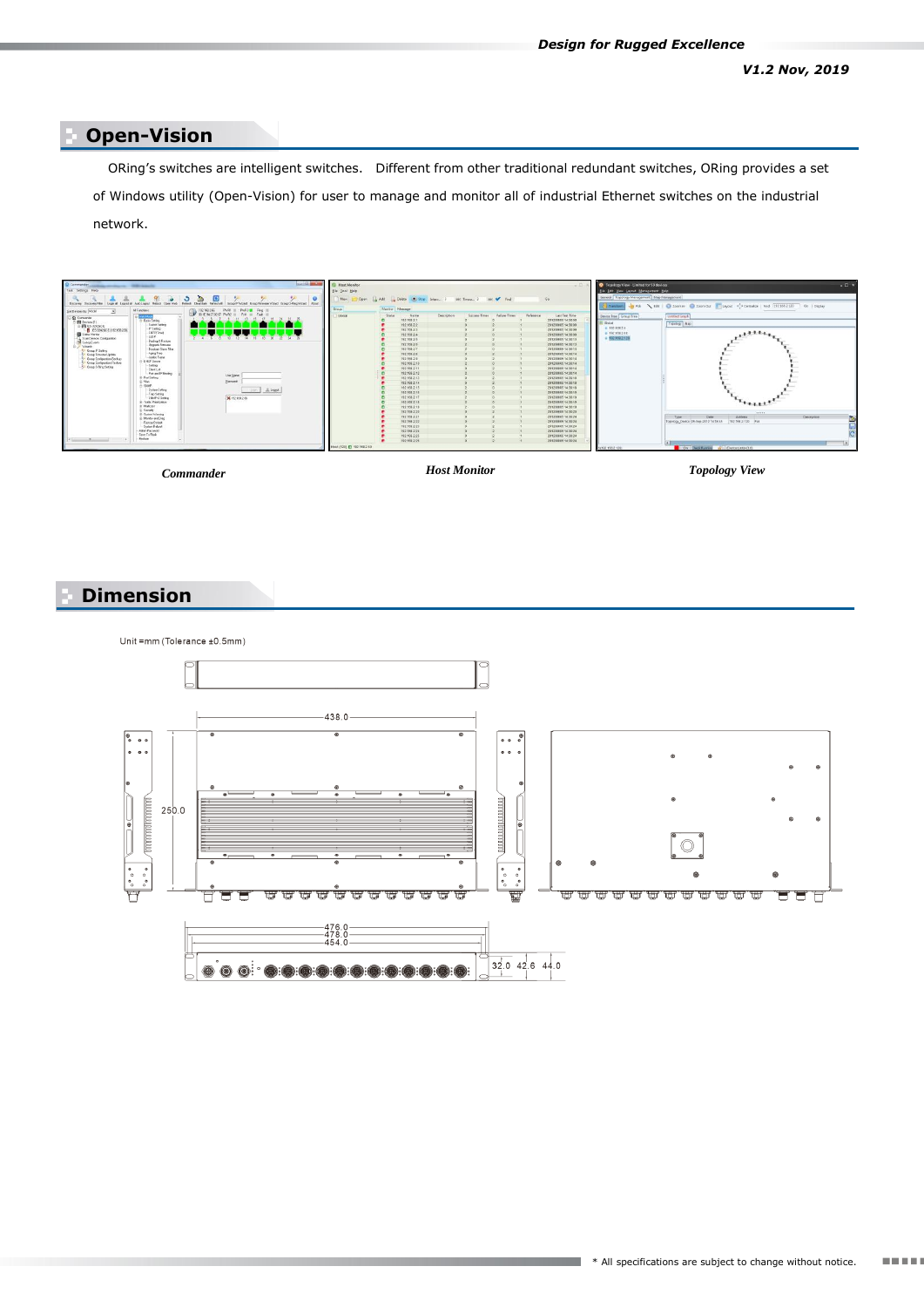## Open-Vision

ORing's switches are intelligent switches. Different from other traditional redundant switches, ORing provides a set of Windows utility (Open-Vision) for user to manage and monitor all of industrial Ethernet switches on the industrial network.

*Commander*

*Host Monitor*

*Topology View*

## Dimension

Unit =mm (Tolerance ±0.5mm)

438.0

250.0

476.0
478.0
454.0

32.0 42.6 44.0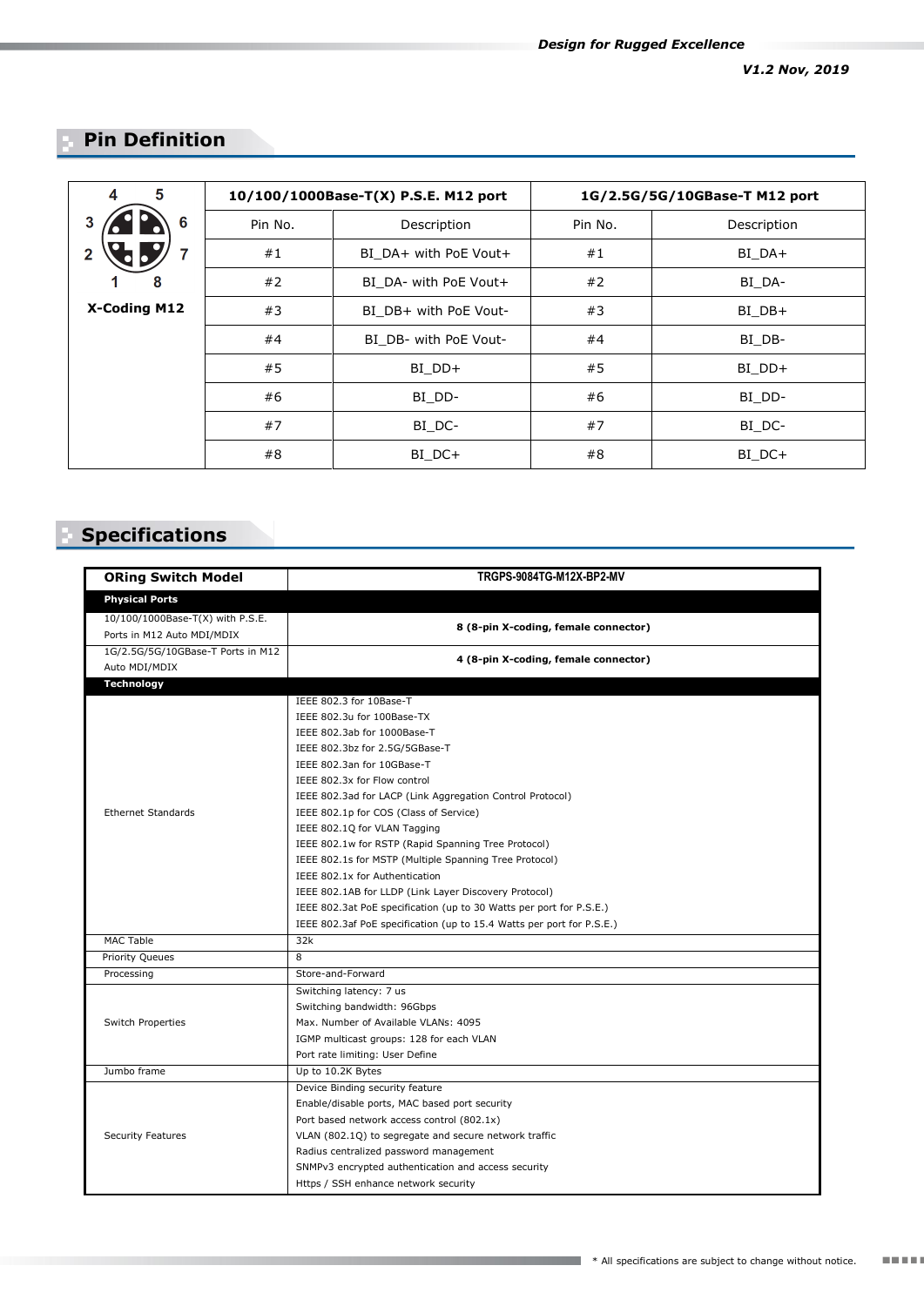## Pin Definition

| 4 5 / 3 6 / 2 7 / 1 8 X-Coding M12 | 10/100/1000Base-T(X) P.S.E. M12 port | | 1G/2.5G/5G/10GBase-T M12 port | |
|---|---|---|---|---|
| | Pin No. | Description | Pin No. | Description |
| | #1 | BI_DA+ with PoE Vout+ | #1 | BI_DA+ |
| | #2 | BI_DA- with PoE Vout+ | #2 | BI_DA- |
| | #3 | BI_DB+ with PoE Vout- | #3 | BI_DB+ |
| | #4 | BI_DB- with PoE Vout- | #4 | BI_DB- |
| | #5 | BI_DD+ | #5 | BI_DD+ |
| | #6 | BI_DD- | #6 | BI_DD- |
| | #7 | BI_DC- | #7 | BI_DC- |
| | #8 | BI_DC+ | #8 | BI_DC+ |

## Specifications

| ORing Switch Model | TRGPS-9084TG-M12X-BP2-MV |
|---|---|
| **Physical Ports** | |
| 10/100/1000Base-T(X) with P.S.E. Ports in M12 Auto MDI/MDIX | 8 (8-pin X-coding, female connector) |
| 1G/2.5G/5G/10GBase-T Ports in M12 Auto MDI/MDIX | 4 (8-pin X-coding, female connector) |
| **Technology** | |
| Ethernet Standards | IEEE 802.3 for 10Base-T<br>IEEE 802.3u for 100Base-TX<br>IEEE 802.3ab for 1000Base-T<br>IEEE 802.3bz for 2.5G/5GBase-T<br>IEEE 802.3an for 10GBase-T<br>IEEE 802.3x for Flow control<br>IEEE 802.3ad for LACP (Link Aggregation Control Protocol)<br>IEEE 802.1p for COS (Class of Service)<br>IEEE 802.1Q for VLAN Tagging<br>IEEE 802.1w for RSTP (Rapid Spanning Tree Protocol)<br>IEEE 802.1s for MSTP (Multiple Spanning Tree Protocol)<br>IEEE 802.1x for Authentication<br>IEEE 802.1AB for LLDP (Link Layer Discovery Protocol)<br>IEEE 802.3at PoE specification (up to 30 Watts per port for P.S.E.)<br>IEEE 802.3af PoE specification (up to 15.4 Watts per port for P.S.E.) |
| MAC Table | 32k |
| Priority Queues | 8 |
| Processing | Store-and-Forward |
| Switch Properties | Switching latency: 7 us<br>Switching bandwidth: 96Gbps<br>Max. Number of Available VLANs: 4095<br>IGMP multicast groups: 128 for each VLAN<br>Port rate limiting: User Define |
| Jumbo frame | Up to 10.2K Bytes |
| Security Features | Device Binding security feature<br>Enable/disable ports, MAC based port security<br>Port based network access control (802.1x)<br>VLAN (802.1Q) to segregate and secure network traffic<br>Radius centralized password management<br>SNMPv3 encrypted authentication and access security<br>Https / SSH enhance network security |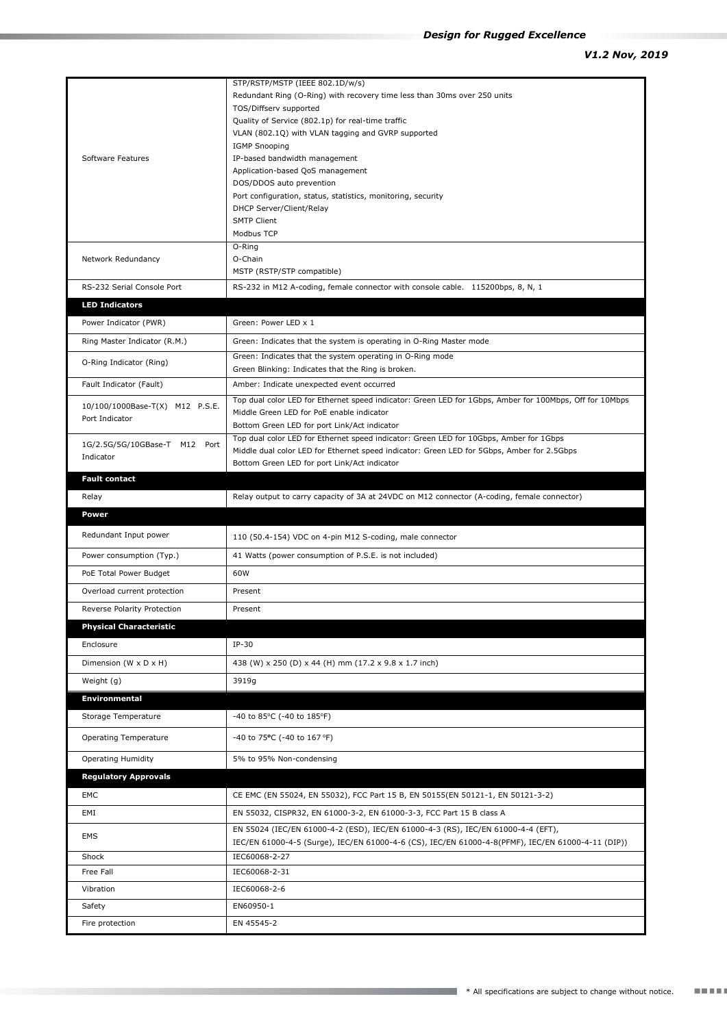| | |
|---|---|
| Software Features | STP/RSTP/MSTP (IEEE 802.1D/w/s)<br>Redundant Ring (O-Ring) with recovery time less than 30ms over 250 units<br>TOS/Diffserv supported<br>Quality of Service (802.1p) for real-time traffic<br>VLAN (802.1Q) with VLAN tagging and GVRP supported<br>IGMP Snooping<br>IP-based bandwidth management<br>Application-based QoS management<br>DOS/DDOS auto prevention<br>Port configuration, status, statistics, monitoring, security<br>DHCP Server/Client/Relay<br>SMTP Client<br>Modbus TCP |
| Network Redundancy | O-Ring<br>O-Chain<br>MSTP (RSTP/STP compatible) |
| RS-232 Serial Console Port | RS-232 in M12 A-coding, female connector with console cable. 115200bps, 8, N, 1 |
| **LED Indicators** | |
| Power Indicator (PWR) | Green: Power LED x 1 |
| Ring Master Indicator (R.M.) | Green: Indicates that the system is operating in O-Ring Master mode |
| O-Ring Indicator (Ring) | Green: Indicates that the system operating in O-Ring mode<br>Green Blinking: Indicates that the Ring is broken. |
| Fault Indicator (Fault) | Amber: Indicate unexpected event occurred |
| 10/100/1000Base-T(X) M12 P.S.E. Port Indicator | Top dual color LED for Ethernet speed indicator: Green LED for 1Gbps, Amber for 100Mbps, Off for 10Mbps<br>Middle Green LED for PoE enable indicator<br>Bottom Green LED for port Link/Act indicator |
| 1G/2.5G/5G/10GBase-T M12 Port Indicator | Top dual color LED for Ethernet speed indicator: Green LED for 10Gbps, Amber for 1Gbps<br>Middle dual color LED for Ethernet speed indicator: Green LED for 5Gbps, Amber for 2.5Gbps<br>Bottom Green LED for port Link/Act indicator |
| **Fault contact** | |
| Relay | Relay output to carry capacity of 3A at 24VDC on M12 connector (A-coding, female connector) |
| **Power** | |
| Redundant Input power | 110 (50.4-154) VDC on 4-pin M12 S-coding, male connector |
| Power consumption (Typ.) | 41 Watts (power consumption of P.S.E. is not included) |
| PoE Total Power Budget | 60W |
| Overload current protection | Present |
| Reverse Polarity Protection | Present |
| **Physical Characteristic** | |
| Enclosure | IP-30 |
| Dimension (W x D x H) | 438 (W) x 250 (D) x 44 (H) mm (17.2 x 9.8 x 1.7 inch) |
| Weight (g) | 3919g |
| **Environmental** | |
| Storage Temperature | -40 to 85°C (-40 to 185°F) |
| Operating Temperature | -40 to 75°C (-40 to 167 °F) |
| Operating Humidity | 5% to 95% Non-condensing |
| **Regulatory Approvals** | |
| EMC | CE EMC (EN 55024, EN 55032), FCC Part 15 B, EN 50155(EN 50121-1, EN 50121-3-2) |
| EMI | EN 55032, CISPR32, EN 61000-3-2, EN 61000-3-3, FCC Part 15 B class A |
| EMS | EN 55024 (IEC/EN 61000-4-2 (ESD), IEC/EN 61000-4-3 (RS), IEC/EN 61000-4-4 (EFT),<br>IEC/EN 61000-4-5 (Surge), IEC/EN 61000-4-6 (CS), IEC/EN 61000-4-8(PFMF), IEC/EN 61000-4-11 (DIP)) |
| Shock | IEC60068-2-27 |
| Free Fall | IEC60068-2-31 |
| Vibration | IEC60068-2-6 |
| Safety | EN60950-1 |
| Fire protection | EN 45545-2 |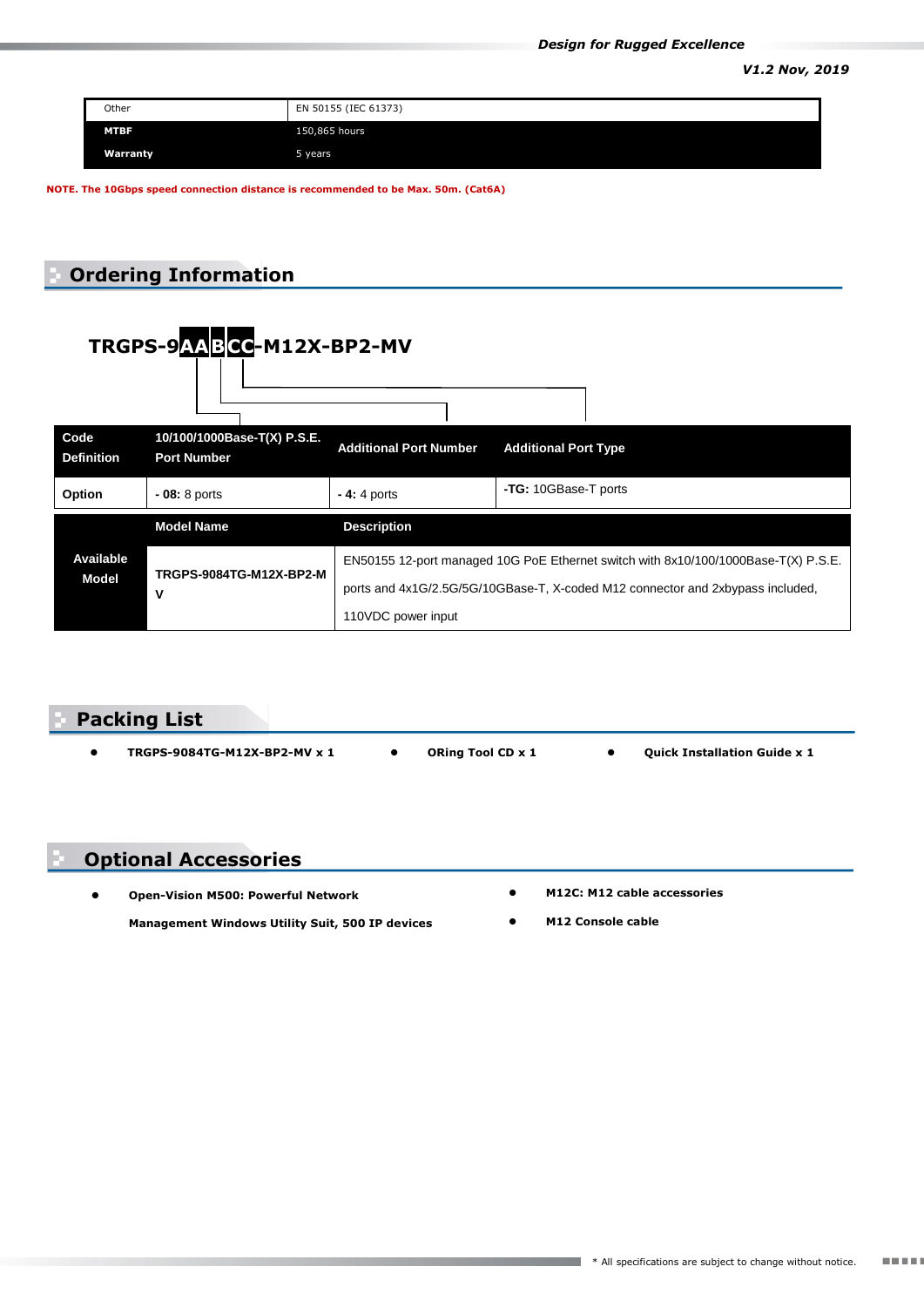| | |
|---|---|
| Other | EN 50155 (IEC 61373) |
| **MTBF** | 150,865 hours |
| **Warranty** | 5 years |

**NOTE. The 10Gbps speed connection distance is recommended to be Max. 50m. (Cat6A)**

## Ordering Information

**TRGPS-9AABCC-M12X-BP2-MV**

| Code Definition | 10/100/1000Base-T(X) P.S.E. Port Number | Additional Port Number | Additional Port Type |
|---|---|---|---|
| Option | **- 08:** 8 ports | **- 4:** 4 ports | **-TG:** 10GBase-T ports |

| | Model Name | Description |
|---|---|---|
| **Available Model** | **TRGPS-9084TG-M12X-BP2-MV** | EN50155 12-port managed 10G PoE Ethernet switch with 8x10/100/1000Base-T(X) P.S.E. ports and 4x1G/2.5G/5G/10GBase-T, X-coded M12 connector and 2xbypass included, 110VDC power input |

## Packing List

- **TRGPS-9084TG-M12X-BP2-MV x 1**
- **ORing Tool CD x 1**
- **Quick Installation Guide x 1**

## Optional Accessories

- **Open-Vision M500: Powerful Network Management Windows Utility Suit, 500 IP devices**
- **M12C: M12 cable accessories**
- **M12 Console cable**